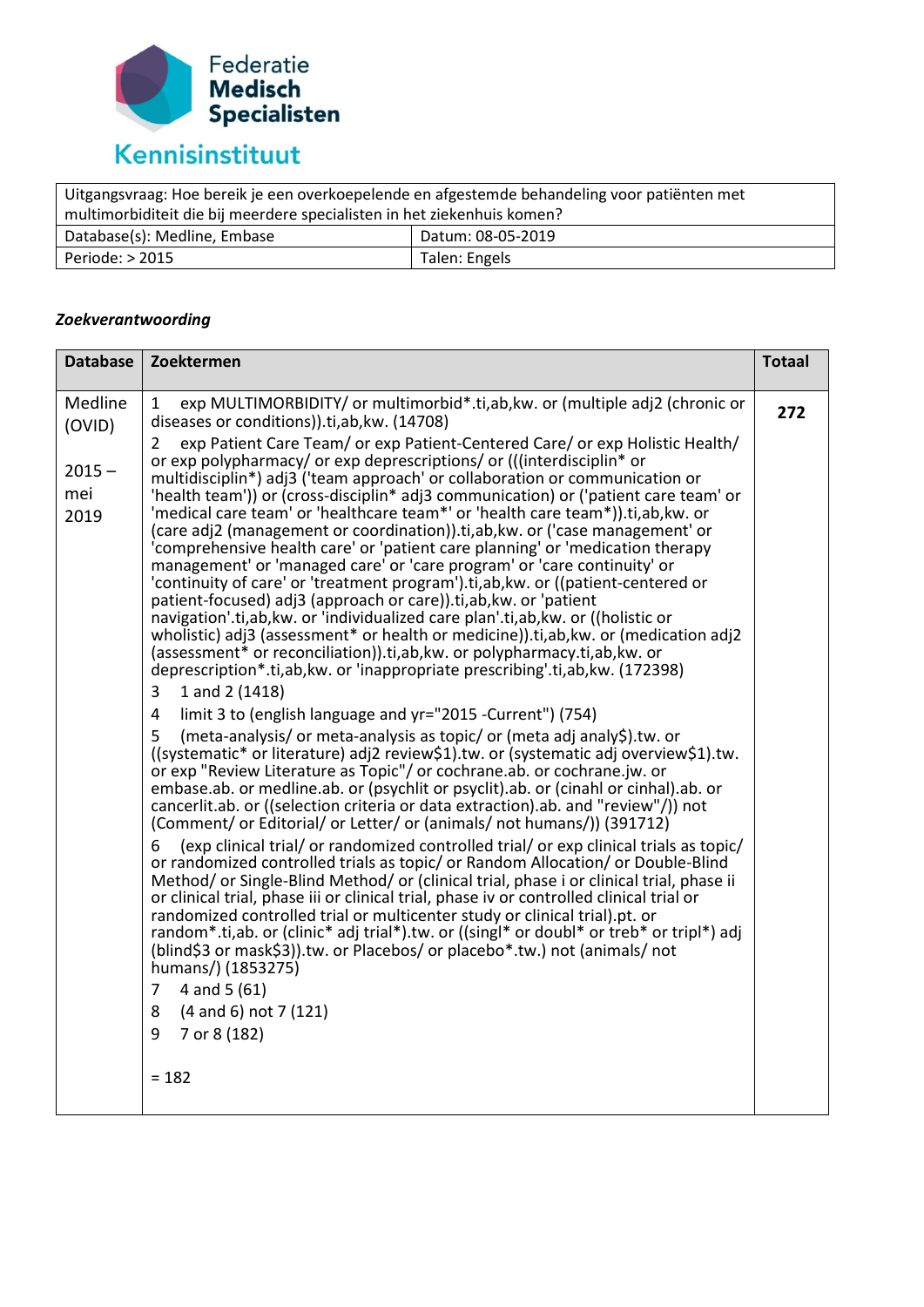Federatie Medisch Specialisten

Kennisinstituut

| Uitgangsvraag: Hoe bereik je een overkoepelende en afgestemde behandeling voor patiënten met multimorbiditeit die bij meerdere specialisten in het ziekenhuis komen? | |
|---|---|
| Database(s): Medline, Embase | Datum: 08-05-2019 |
| Periode: > 2015 | Talen: Engels |

***Zoekverantwoording***

| Database | Zoektermen | Totaal |
|---|---|---|
| Medline (OVID)<br><br>2015 – mei 2019 | 1 exp MULTIMORBIDITY/ or multimorbid*.ti,ab,kw. or (multiple adj2 (chronic or diseases or conditions)).ti,ab,kw. (14708)<br>2 exp Patient Care Team/ or exp Patient-Centered Care/ or exp Holistic Health/ or exp polypharmacy/ or exp deprescriptions/ or (((interdisciplin* or multidisciplin*) adj3 ('team approach' or collaboration or communication or 'health team')) or (cross-disciplin* adj3 communication) or ('patient care team' or 'medical care team' or 'healthcare team*' or 'health care team*')).ti,ab,kw. or (care adj2 (management or coordination)).ti,ab,kw. or ('case management' or 'comprehensive health care' or 'patient care planning' or 'medication therapy management' or 'managed care' or 'care program' or 'care continuity' or 'continuity of care' or 'treatment program').ti,ab,kw. or ((patient-centered or patient-focused) adj3 (approach or care)).ti,ab,kw. or 'patient navigation'.ti,ab,kw. or 'individualized care plan'.ti,ab,kw. or ((holistic or wholistic) adj3 (assessment* or health or medicine)).ti,ab,kw. or (medication adj2 (assessment* or reconciliation)).ti,ab,kw. or polypharmacy.ti,ab,kw. or deprescription*.ti,ab,kw. or 'inappropriate prescribing'.ti,ab,kw. (172398)<br>3 1 and 2 (1418)<br>4 limit 3 to (english language and yr="2015 -Current") (754)<br>5 (meta-analysis/ or meta-analysis as topic/ or (meta adj analy$).tw. or ((systematic* or literature) adj2 review$1).tw. or (systematic adj overview$1).tw. or exp "Review Literature as Topic"/ or cochrane.ab. or cochrane.jw. or embase.ab. or medline.ab. or (psychlit or psyclit).ab. or (cinahl or cinhal).ab. or cancerlit.ab. or ((selection criteria or data extraction).ab. and "review"/)) not (Comment/ or Editorial/ or Letter/ or (animals/ not humans/)) (391712)<br>6 (exp clinical trial/ or randomized controlled trial/ or exp clinical trials as topic/ or randomized controlled trials as topic/ or Random Allocation/ or Double-Blind Method/ or Single-Blind Method/ or (clinical trial, phase i or clinical trial, phase ii or clinical trial, phase iii or clinical trial, phase iv or controlled clinical trial or randomized controlled trial or multicenter study or clinical trial).pt. or random*.ti,ab. or (clinic* adj trial*).tw. or ((singl* or doubl* or treb* or tripl*) adj (blind$3 or mask$3)).tw. or Placebos/ or placebo*.tw.) not (animals/ not humans/) (1853275)<br>7 4 and 5 (61)<br>8 (4 and 6) not 7 (121)<br>9 7 or 8 (182)<br><br>= 182 | **272** |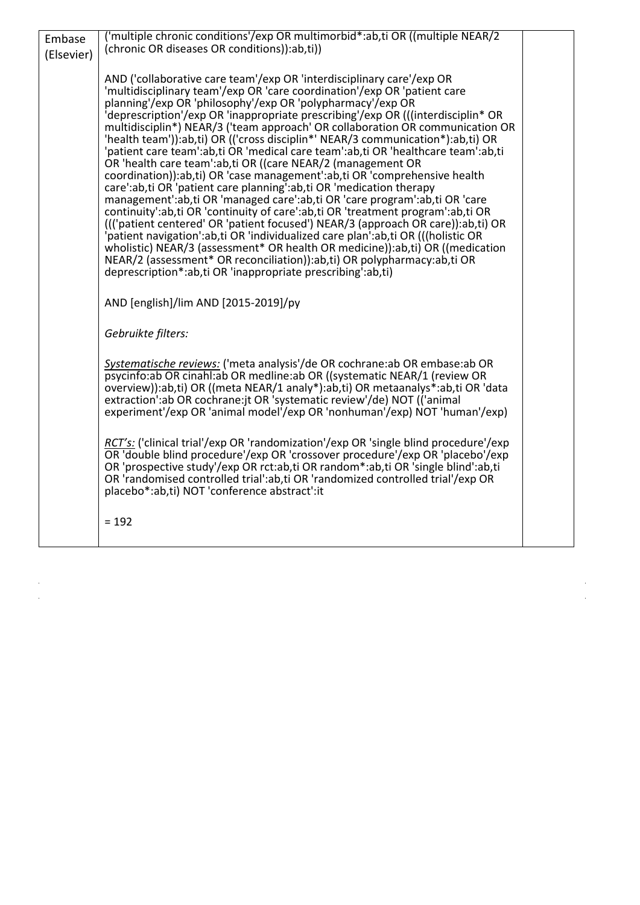| | | |
|---|---|---|
| Embase (Elsevier) | ('multiple chronic conditions'/exp OR multimorbid*:ab,ti OR ((multiple NEAR/2 (chronic OR diseases OR conditions)):ab,ti))<br><br>AND ('collaborative care team'/exp OR 'interdisciplinary care'/exp OR 'multidisciplinary team'/exp OR 'care coordination'/exp OR 'patient care planning'/exp OR 'philosophy'/exp OR 'polypharmacy'/exp OR 'deprescription'/exp OR 'inappropriate prescribing'/exp OR (((interdisciplin* OR multidisciplin*) NEAR/3 ('team approach' OR collaboration OR communication OR 'health team')):ab,ti) OR (('cross disciplin*' NEAR/3 communication*):ab,ti) OR 'patient care team':ab,ti OR 'medical care team':ab,ti OR 'healthcare team':ab,ti OR 'health care team':ab,ti OR ((care NEAR/2 (management OR coordination)):ab,ti) OR 'case management':ab,ti OR 'comprehensive health care':ab,ti OR 'patient care planning':ab,ti OR 'medication therapy management':ab,ti OR 'managed care':ab,ti OR 'care program':ab,ti OR 'care continuity':ab,ti OR 'continuity of care':ab,ti OR 'treatment program':ab,ti OR ((('patient centered' OR 'patient focused') NEAR/3 (approach OR care)):ab,ti) OR 'patient navigation':ab,ti OR 'individualized care plan':ab,ti OR (((holistic OR wholistic) NEAR/3 (assessment* OR health OR medicine)):ab,ti) OR ((medication NEAR/2 (assessment* OR reconciliation)):ab,ti) OR polypharmacy:ab,ti OR deprescription*:ab,ti OR 'inappropriate prescribing':ab,ti)<br><br>AND [english]/lim AND [2015-2019]/py<br><br>*Gebruikte filters:*<br><br>*Systematische reviews:* ('meta analysis'/de OR cochrane:ab OR embase:ab OR psycinfo:ab OR cinahl:ab OR medline:ab OR ((systematic NEAR/1 (review OR overview)):ab,ti) OR ((meta NEAR/1 analy*):ab,ti) OR metaanalys*:ab,ti OR 'data extraction':ab OR cochrane:jt OR 'systematic review'/de) NOT (('animal experiment'/exp OR 'animal model'/exp OR 'nonhuman'/exp) NOT 'human'/exp)<br><br>*RCT's:* ('clinical trial'/exp OR 'randomization'/exp OR 'single blind procedure'/exp OR 'double blind procedure'/exp OR 'crossover procedure'/exp OR 'placebo'/exp OR 'prospective study'/exp OR rct:ab,ti OR random*:ab,ti OR 'single blind':ab,ti OR 'randomised controlled trial':ab,ti OR 'randomized controlled trial'/exp OR placebo*:ab,ti) NOT 'conference abstract':it<br><br>= 192 | |